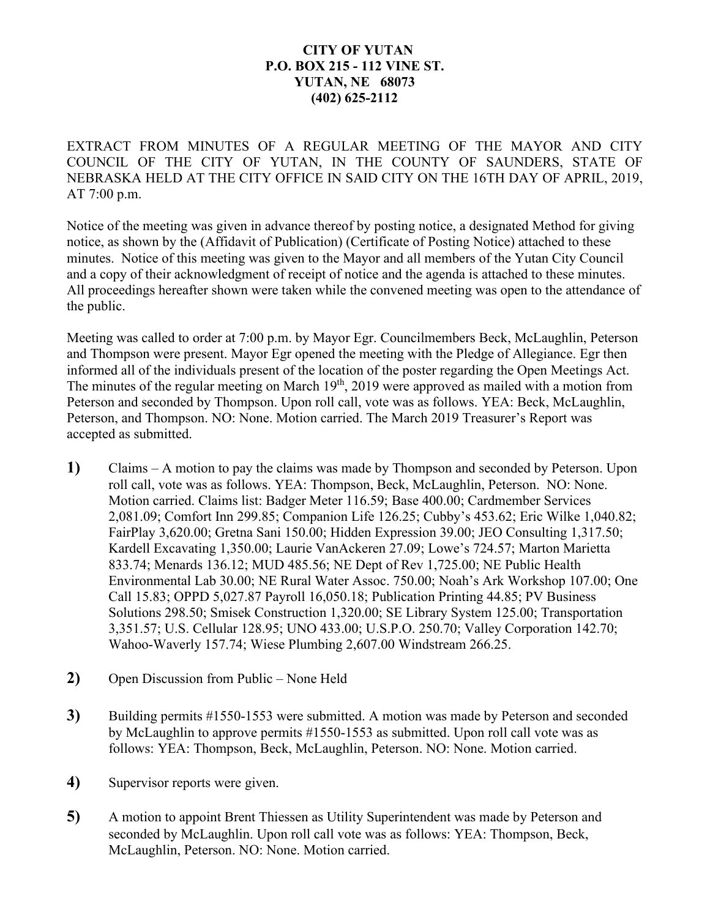**CITY OF YUTAN**
**P.O. BOX 215 - 112 VINE ST.**
**YUTAN, NE 68073**
**(402) 625-2112**

EXTRACT FROM MINUTES OF A REGULAR MEETING OF THE MAYOR AND CITY COUNCIL OF THE CITY OF YUTAN, IN THE COUNTY OF SAUNDERS, STATE OF NEBRASKA HELD AT THE CITY OFFICE IN SAID CITY ON THE 16TH DAY OF APRIL, 2019, AT 7:00 p.m.

Notice of the meeting was given in advance thereof by posting notice, a designated Method for giving notice, as shown by the (Affidavit of Publication) (Certificate of Posting Notice) attached to these minutes. Notice of this meeting was given to the Mayor and all members of the Yutan City Council and a copy of their acknowledgment of receipt of notice and the agenda is attached to these minutes. All proceedings hereafter shown were taken while the convened meeting was open to the attendance of the public.

Meeting was called to order at 7:00 p.m. by Mayor Egr. Councilmembers Beck, McLaughlin, Peterson and Thompson were present. Mayor Egr opened the meeting with the Pledge of Allegiance. Egr then informed all of the individuals present of the location of the poster regarding the Open Meetings Act. The minutes of the regular meeting on March 19th, 2019 were approved as mailed with a motion from Peterson and seconded by Thompson. Upon roll call, vote was as follows. YEA: Beck, McLaughlin, Peterson, and Thompson. NO: None. Motion carried. The March 2019 Treasurer's Report was accepted as submitted.

**1)** Claims – A motion to pay the claims was made by Thompson and seconded by Peterson. Upon roll call, vote was as follows. YEA: Thompson, Beck, McLaughlin, Peterson. NO: None. Motion carried. Claims list: Badger Meter 116.59; Base 400.00; Cardmember Services 2,081.09; Comfort Inn 299.85; Companion Life 126.25; Cubby's 453.62; Eric Wilke 1,040.82; FairPlay 3,620.00; Gretna Sani 150.00; Hidden Expression 39.00; JEO Consulting 1,317.50; Kardell Excavating 1,350.00; Laurie VanAckeren 27.09; Lowe's 724.57; Marton Marietta 833.74; Menards 136.12; MUD 485.56; NE Dept of Rev 1,725.00; NE Public Health Environmental Lab 30.00; NE Rural Water Assoc. 750.00; Noah's Ark Workshop 107.00; One Call 15.83; OPPD 5,027.87 Payroll 16,050.18; Publication Printing 44.85; PV Business Solutions 298.50; Smisek Construction 1,320.00; SE Library System 125.00; Transportation 3,351.57; U.S. Cellular 128.95; UNO 433.00; U.S.P.O. 250.70; Valley Corporation 142.70; Wahoo-Waverly 157.74; Wiese Plumbing 2,607.00 Windstream 266.25.

**2)** Open Discussion from Public – None Held

**3)** Building permits #1550-1553 were submitted. A motion was made by Peterson and seconded by McLaughlin to approve permits #1550-1553 as submitted. Upon roll call vote was as follows: YEA: Thompson, Beck, McLaughlin, Peterson. NO: None. Motion carried.

**4)** Supervisor reports were given.

**5)** A motion to appoint Brent Thiessen as Utility Superintendent was made by Peterson and seconded by McLaughlin. Upon roll call vote was as follows: YEA: Thompson, Beck, McLaughlin, Peterson. NO: None. Motion carried.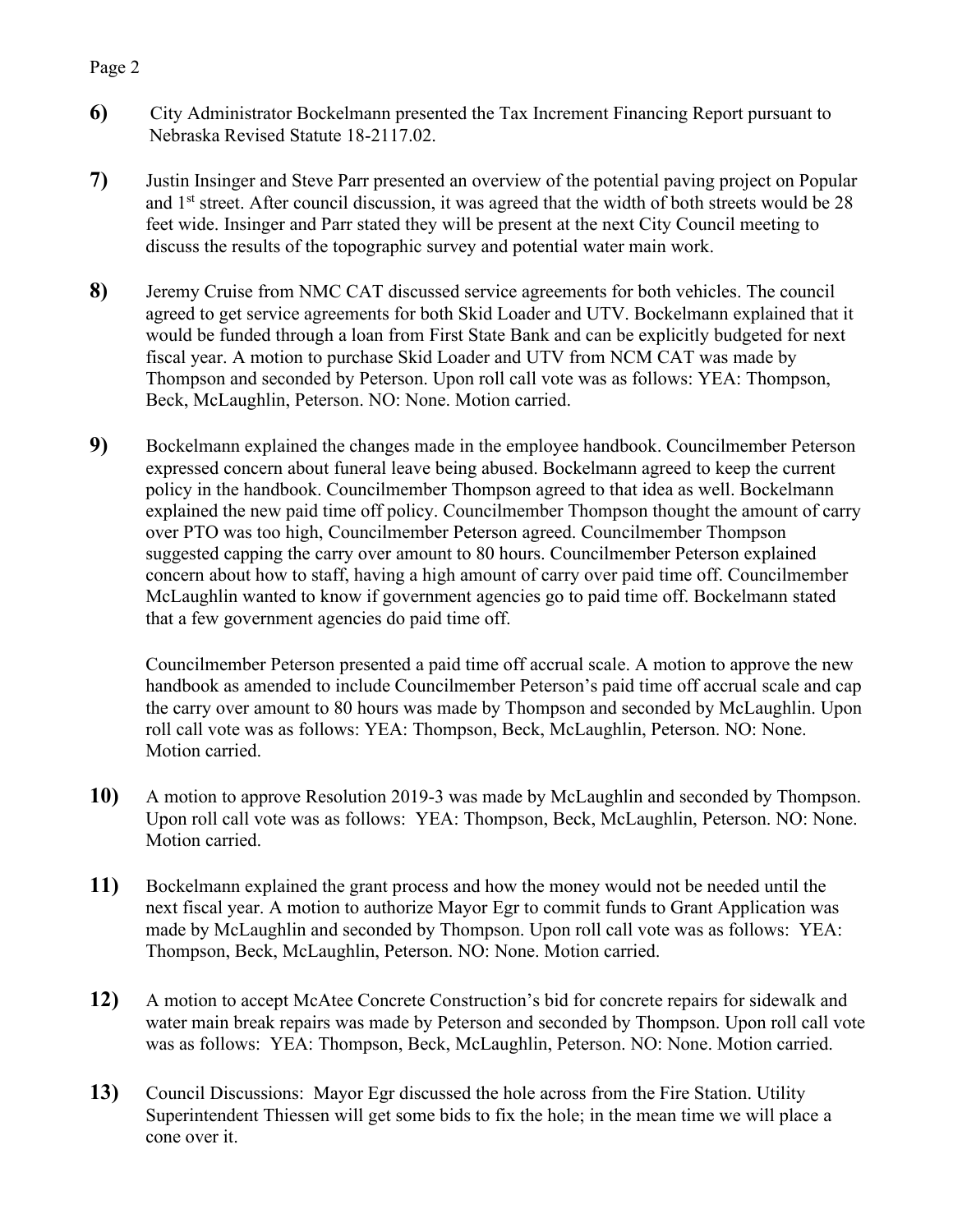**6)** City Administrator Bockelmann presented the Tax Increment Financing Report pursuant to Nebraska Revised Statute 18-2117.02.

**7)** Justin Insinger and Steve Parr presented an overview of the potential paving project on Popular and 1st street. After council discussion, it was agreed that the width of both streets would be 28 feet wide. Insinger and Parr stated they will be present at the next City Council meeting to discuss the results of the topographic survey and potential water main work.

**8)** Jeremy Cruise from NMC CAT discussed service agreements for both vehicles. The council agreed to get service agreements for both Skid Loader and UTV. Bockelmann explained that it would be funded through a loan from First State Bank and can be explicitly budgeted for next fiscal year. A motion to purchase Skid Loader and UTV from NCM CAT was made by Thompson and seconded by Peterson. Upon roll call vote was as follows: YEA: Thompson, Beck, McLaughlin, Peterson. NO: None. Motion carried.

**9)** Bockelmann explained the changes made in the employee handbook. Councilmember Peterson expressed concern about funeral leave being abused. Bockelmann agreed to keep the current policy in the handbook. Councilmember Thompson agreed to that idea as well. Bockelmann explained the new paid time off policy. Councilmember Thompson thought the amount of carry over PTO was too high, Councilmember Peterson agreed. Councilmember Thompson suggested capping the carry over amount to 80 hours. Councilmember Peterson explained concern about how to staff, having a high amount of carry over paid time off. Councilmember McLaughlin wanted to know if government agencies go to paid time off. Bockelmann stated that a few government agencies do paid time off.

Councilmember Peterson presented a paid time off accrual scale. A motion to approve the new handbook as amended to include Councilmember Peterson's paid time off accrual scale and cap the carry over amount to 80 hours was made by Thompson and seconded by McLaughlin. Upon roll call vote was as follows: YEA: Thompson, Beck, McLaughlin, Peterson. NO: None. Motion carried.

**10)** A motion to approve Resolution 2019-3 was made by McLaughlin and seconded by Thompson. Upon roll call vote was as follows: YEA: Thompson, Beck, McLaughlin, Peterson. NO: None. Motion carried.

**11)** Bockelmann explained the grant process and how the money would not be needed until the next fiscal year. A motion to authorize Mayor Egr to commit funds to Grant Application was made by McLaughlin and seconded by Thompson. Upon roll call vote was as follows: YEA: Thompson, Beck, McLaughlin, Peterson. NO: None. Motion carried.

**12)** A motion to accept McAtee Concrete Construction's bid for concrete repairs for sidewalk and water main break repairs was made by Peterson and seconded by Thompson. Upon roll call vote was as follows: YEA: Thompson, Beck, McLaughlin, Peterson. NO: None. Motion carried.

**13)** Council Discussions: Mayor Egr discussed the hole across from the Fire Station. Utility Superintendent Thiessen will get some bids to fix the hole; in the mean time we will place a cone over it.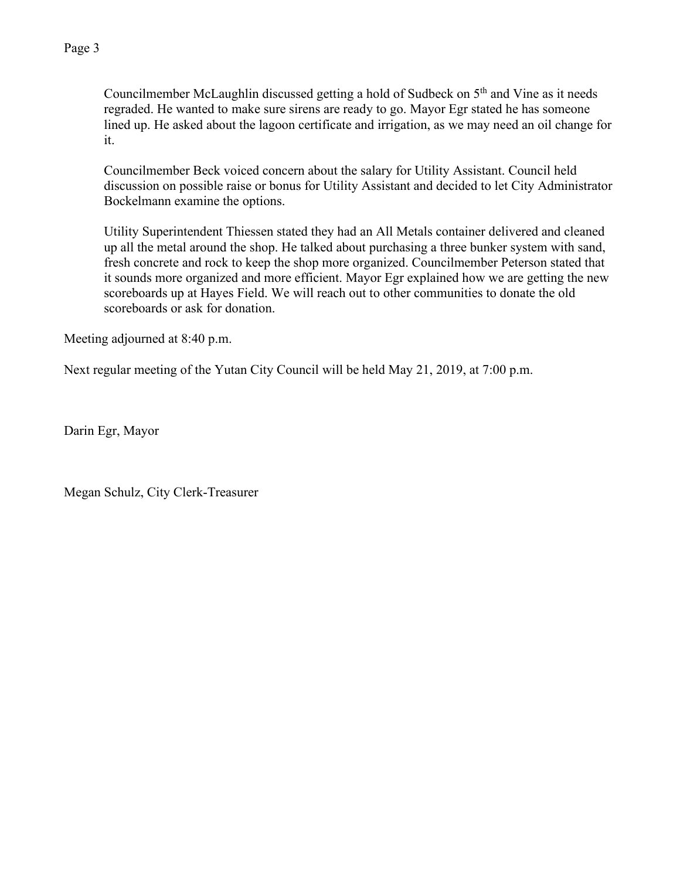Councilmember McLaughlin discussed getting a hold of Sudbeck on 5th and Vine as it needs regraded. He wanted to make sure sirens are ready to go. Mayor Egr stated he has someone lined up. He asked about the lagoon certificate and irrigation, as we may need an oil change for it.

Councilmember Beck voiced concern about the salary for Utility Assistant. Council held discussion on possible raise or bonus for Utility Assistant and decided to let City Administrator Bockelmann examine the options.

Utility Superintendent Thiessen stated they had an All Metals container delivered and cleaned up all the metal around the shop. He talked about purchasing a three bunker system with sand, fresh concrete and rock to keep the shop more organized. Councilmember Peterson stated that it sounds more organized and more efficient. Mayor Egr explained how we are getting the new scoreboards up at Hayes Field. We will reach out to other communities to donate the old scoreboards or ask for donation.

Meeting adjourned at 8:40 p.m.

Next regular meeting of the Yutan City Council will be held May 21, 2019, at 7:00 p.m.

Darin Egr, Mayor

Megan Schulz, City Clerk-Treasurer